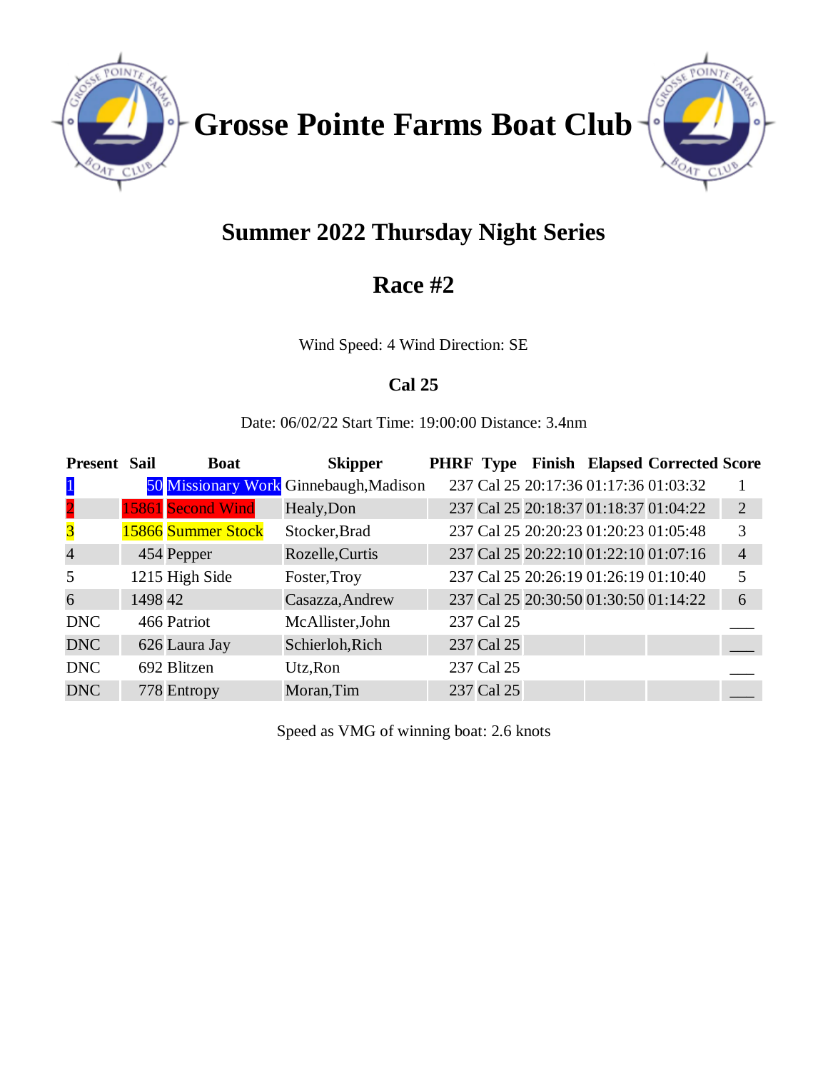# Grosse Pointe Farms Boat Club

## Summer 2022 Thursday Night Series

## Race #2

Wind Speed: 4 Wind Direction: SE

### Cal 25

Date: 06/02/22 Start Time: 19:00:00 Distance: 3.4nm

| Present | Sail | Boat | Skipper | PHRF | Type | Finish | Elapsed | Corrected | Score |
|---|---|---|---|---|---|---|---|---|---|
| 1 | 50 | Missionary Work | Ginnebaugh,Madison | 237 | Cal 25 | 20:17:36 | 01:17:36 | 01:03:32 | 1 |
| 2 | 15861 | Second Wind | Healy,Don | 237 | Cal 25 | 20:18:37 | 01:18:37 | 01:04:22 | 2 |
| 3 | 15866 | Summer Stock | Stocker,Brad | 237 | Cal 25 | 20:20:23 | 01:20:23 | 01:05:48 | 3 |
| 4 | 454 | Pepper | Rozelle,Curtis | 237 | Cal 25 | 20:22:10 | 01:22:10 | 01:07:16 | 4 |
| 5 | 1215 | High Side | Foster,Troy | 237 | Cal 25 | 20:26:19 | 01:26:19 | 01:10:40 | 5 |
| 6 | 1498 | 42 | Casazza,Andrew | 237 | Cal 25 | 20:30:50 | 01:30:50 | 01:14:22 | 6 |
| DNC | 466 | Patriot | McAllister,John | 237 | Cal 25 | | | | ___ |
| DNC | 626 | Laura Jay | Schierloh,Rich | 237 | Cal 25 | | | | ___ |
| DNC | 692 | Blitzen | Utz,Ron | 237 | Cal 25 | | | | ___ |
| DNC | 778 | Entropy | Moran,Tim | 237 | Cal 25 | | | | ___ |

Speed as VMG of winning boat: 2.6 knots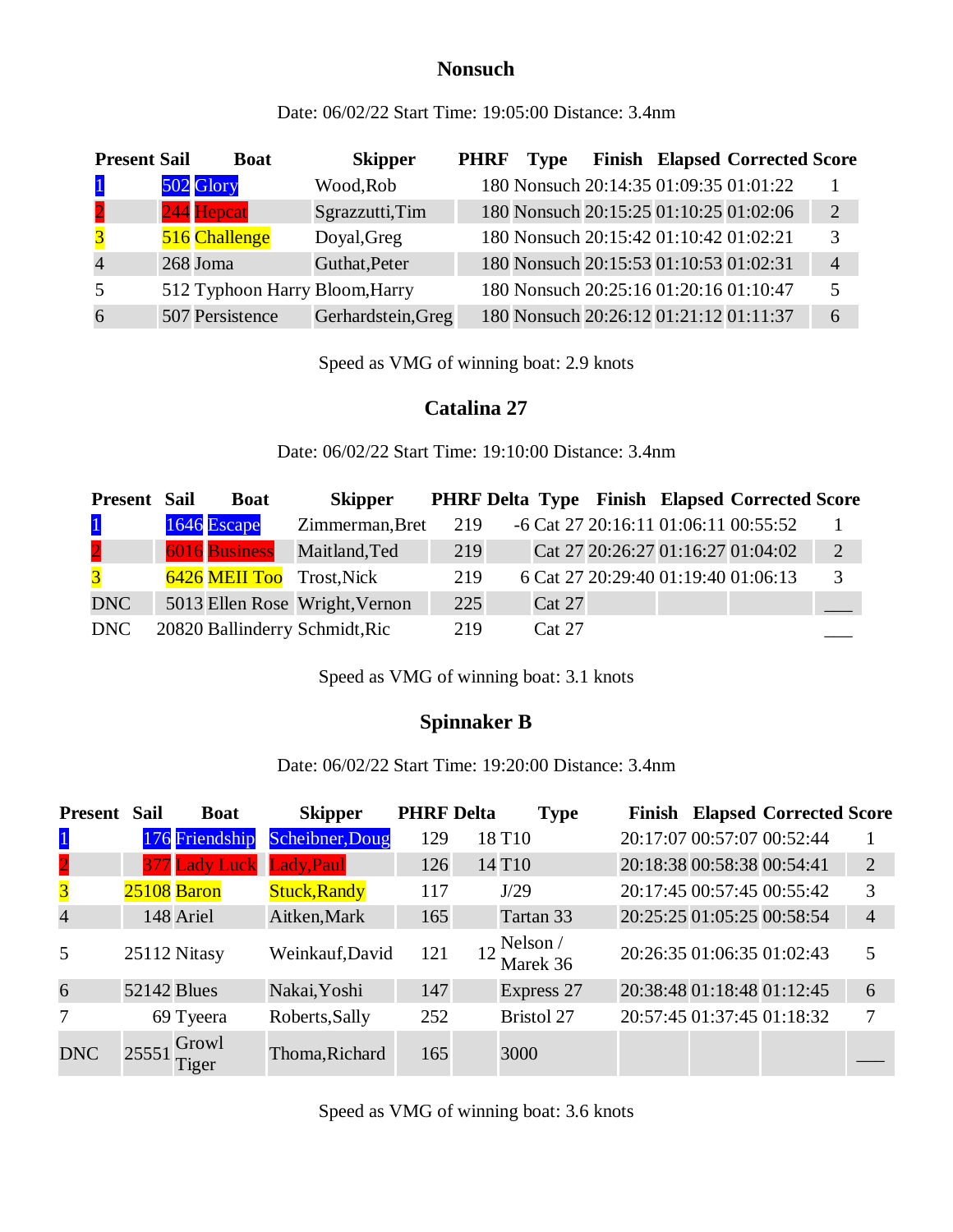### Nonsuch

Date: 06/02/22 Start Time: 19:05:00 Distance: 3.4nm

| Present | Sail | Boat | Skipper | PHRF | Type | Finish | Elapsed | Corrected | Score |
|---|---|---|---|---|---|---|---|---|---|
| 1 | 502 | Glory | Wood,Rob | 180 | Nonsuch | 20:14:35 | 01:09:35 | 01:01:22 | 1 |
| 2 | 244 | Hepcat | Sgrazzutti,Tim | 180 | Nonsuch | 20:15:25 | 01:10:25 | 01:02:06 | 2 |
| 3 | 516 | Challenge | Doyal,Greg | 180 | Nonsuch | 20:15:42 | 01:10:42 | 01:02:21 | 3 |
| 4 | 268 | Joma | Guthat,Peter | 180 | Nonsuch | 20:15:53 | 01:10:53 | 01:02:31 | 4 |
| 5 | 512 | Typhoon Harry | Bloom,Harry | 180 | Nonsuch | 20:25:16 | 01:20:16 | 01:10:47 | 5 |
| 6 | 507 | Persistence | Gerhardstein,Greg | 180 | Nonsuch | 20:26:12 | 01:21:12 | 01:11:37 | 6 |

Speed as VMG of winning boat: 2.9 knots

### Catalina 27

Date: 06/02/22 Start Time: 19:10:00 Distance: 3.4nm

| Present | Sail | Boat | Skipper | PHRF | Delta | Type | Finish | Elapsed | Corrected | Score |
|---|---|---|---|---|---|---|---|---|---|---|
| 1 | 1646 | Escape | Zimmerman,Bret | 219 | -6 | Cat 27 | 20:16:11 | 01:06:11 | 00:55:52 | 1 |
| 2 | 6016 | Business | Maitland,Ted | 219 | | Cat 27 | 20:26:27 | 01:16:27 | 01:04:02 | 2 |
| 3 | 6426 | MEII Too | Trost,Nick | 219 | 6 | Cat 27 | 20:29:40 | 01:19:40 | 01:06:13 | 3 |
| DNC | 5013 | Ellen Rose | Wright,Vernon | 225 | | Cat 27 | | | | ___ |
| DNC | 20820 | Ballinderry | Schmidt,Ric | 219 | | Cat 27 | | | | ___ |

Speed as VMG of winning boat: 3.1 knots

### Spinnaker B

Date: 06/02/22 Start Time: 19:20:00 Distance: 3.4nm

| Present | Sail | Boat | Skipper | PHRF | Delta | Type | Finish | Elapsed | Corrected | Score |
|---|---|---|---|---|---|---|---|---|---|---|
| 1 | 176 | Friendship | Scheibner,Doug | 129 | 18 | T10 | 20:17:07 | 00:57:07 | 00:52:44 | 1 |
| 2 | 377 | Lady Luck | Lady,Paul | 126 | 14 | T10 | 20:18:38 | 00:58:38 | 00:54:41 | 2 |
| 3 | 25108 | Baron | Stuck,Randy | 117 | | J/29 | 20:17:45 | 00:57:45 | 00:55:42 | 3 |
| 4 | 148 | Ariel | Aitken,Mark | 165 | | Tartan 33 | 20:25:25 | 01:05:25 | 00:58:54 | 4 |
| 5 | 25112 | Nitasy | Weinkauf,David | 121 | 12 | Nelson / Marek 36 | 20:26:35 | 01:06:35 | 01:02:43 | 5 |
| 6 | 52142 | Blues | Nakai,Yoshi | 147 | | Express 27 | 20:38:48 | 01:18:48 | 01:12:45 | 6 |
| 7 | 69 | Tyeera | Roberts,Sally | 252 | | Bristol 27 | 20:57:45 | 01:37:45 | 01:18:32 | 7 |
| DNC | 25551 | Growl Tiger | Thoma,Richard | 165 | | 3000 | | | | ___ |

Speed as VMG of winning boat: 3.6 knots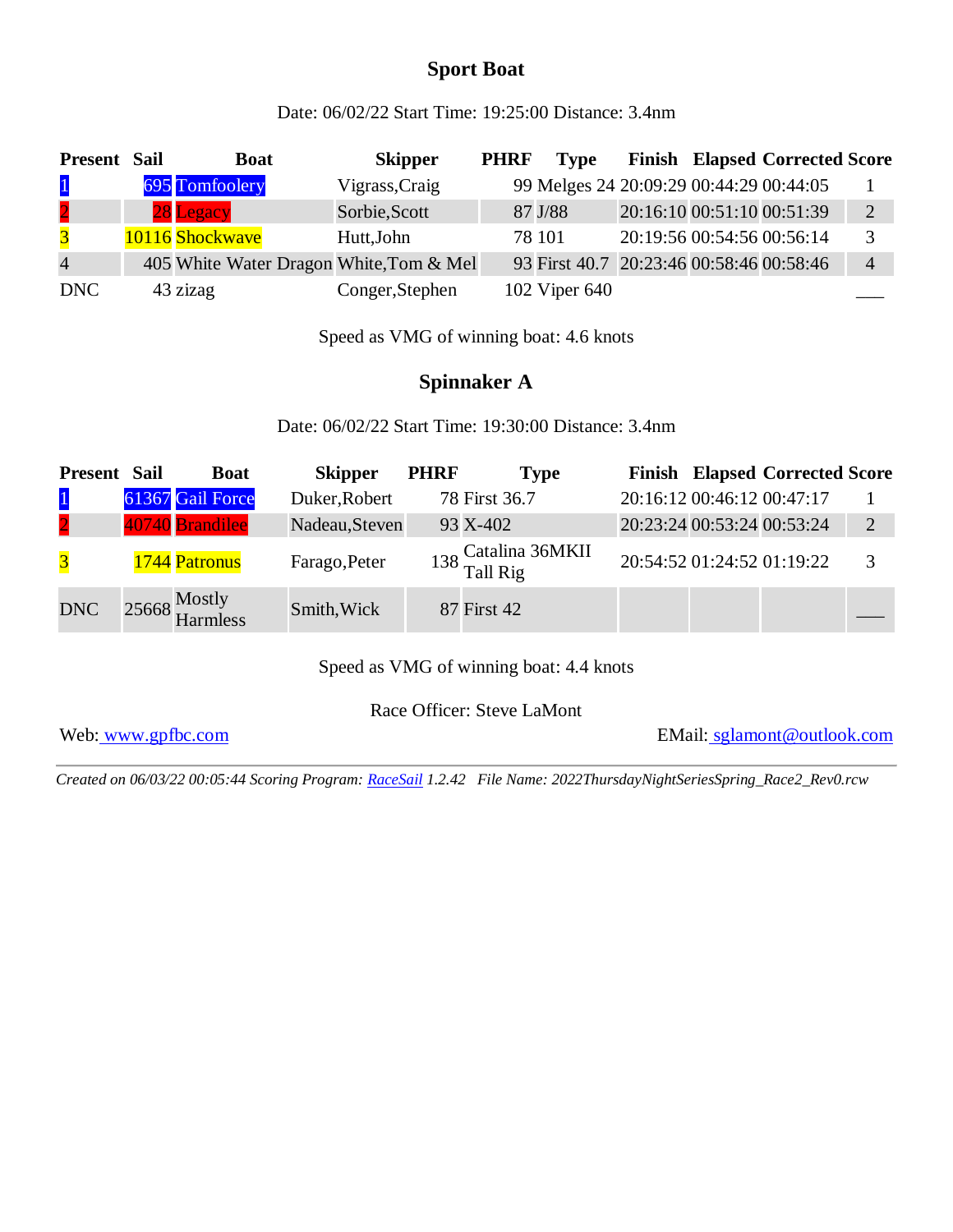## Sport Boat

Date: 06/02/22 Start Time: 19:25:00 Distance: 3.4nm

| Present | Sail | Boat | Skipper | PHRF | Type | Finish | Elapsed | Corrected | Score |
|---|---|---|---|---|---|---|---|---|---|
| 1 | 695 | Tomfoolery | Vigrass,Craig | 99 | Melges 24 | 20:09:29 | 00:44:29 | 00:44:05 | 1 |
| 2 | 28 | Legacy | Sorbie,Scott | 87 | J/88 | 20:16:10 | 00:51:10 | 00:51:39 | 2 |
| 3 | 10116 | Shockwave | Hutt,John | 78 | 101 | 20:19:56 | 00:54:56 | 00:56:14 | 3 |
| 4 | 405 | White Water Dragon | White,Tom & Mel | 93 | First 40.7 | 20:23:46 | 00:58:46 | 00:58:46 | 4 |
| DNC | 43 | zizag | Conger,Stephen | 102 | Viper 640 | | | | ___ |

Speed as VMG of winning boat: 4.6 knots

## Spinnaker A

Date: 06/02/22 Start Time: 19:30:00 Distance: 3.4nm

| Present | Sail | Boat | Skipper | PHRF | Type | Finish | Elapsed | Corrected | Score |
|---|---|---|---|---|---|---|---|---|---|
| 1 | 61367 | Gail Force | Duker,Robert | 78 | First 36.7 | 20:16:12 | 00:46:12 | 00:47:17 | 1 |
| 2 | 40740 | Brandilee | Nadeau,Steven | 93 | X-402 | 20:23:24 | 00:53:24 | 00:53:24 | 2 |
| 3 | 1744 | Patronus | Farago,Peter | 138 | Catalina 36MKII Tall Rig | 20:54:52 | 01:24:52 | 01:19:22 | 3 |
| DNC | 25668 | Mostly Harmless | Smith,Wick | 87 | First 42 | | | | ___ |

Speed as VMG of winning boat: 4.4 knots

Race Officer: Steve LaMont

Web: www.gpfbc.com

EMail: sglamont@outlook.com

*Created on 06/03/22 00:05:44 Scoring Program: RaceSail 1.2.42 File Name: 2022ThursdayNightSeriesSpring_Race2_Rev0.rcw*